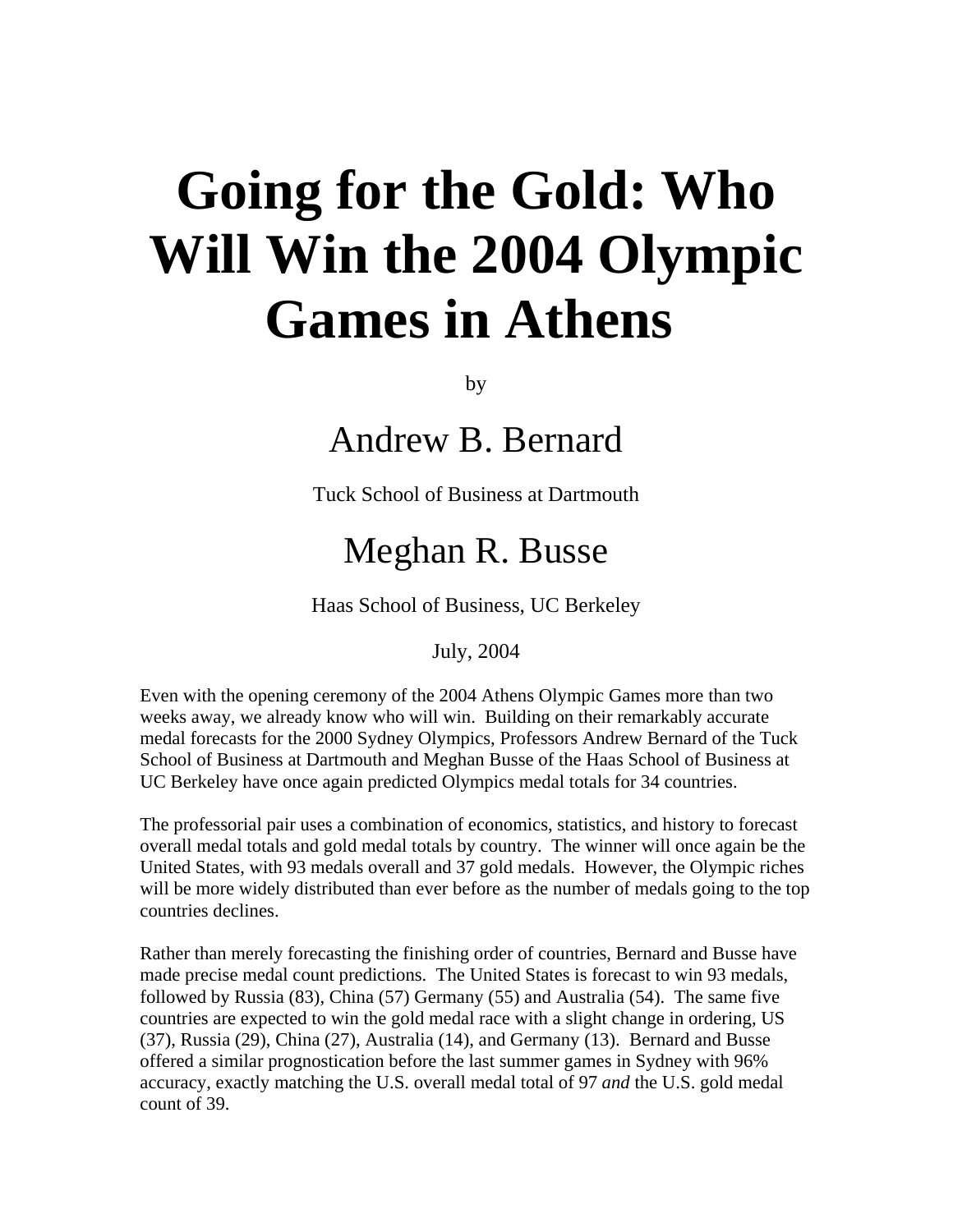# Going for the Gold: Who Will Win the 2004 Olympic Games in Athens

by

## Andrew B. Bernard

Tuck School of Business at Dartmouth

## Meghan R. Busse

Haas School of Business, UC Berkeley

July, 2004

Even with the opening ceremony of the 2004 Athens Olympic Games more than two weeks away, we already know who will win. Building on their remarkably accurate medal forecasts for the 2000 Sydney Olympics, Professors Andrew Bernard of the Tuck School of Business at Dartmouth and Meghan Busse of the Haas School of Business at UC Berkeley have once again predicted Olympics medal totals for 34 countries.

The professorial pair uses a combination of economics, statistics, and history to forecast overall medal totals and gold medal totals by country. The winner will once again be the United States, with 93 medals overall and 37 gold medals. However, the Olympic riches will be more widely distributed than ever before as the number of medals going to the top countries declines.

Rather than merely forecasting the finishing order of countries, Bernard and Busse have made precise medal count predictions. The United States is forecast to win 93 medals, followed by Russia (83), China (57) Germany (55) and Australia (54). The same five countries are expected to win the gold medal race with a slight change in ordering, US (37), Russia (29), China (27), Australia (14), and Germany (13). Bernard and Busse offered a similar prognostication before the last summer games in Sydney with 96% accuracy, exactly matching the U.S. overall medal total of 97 *and* the U.S. gold medal count of 39.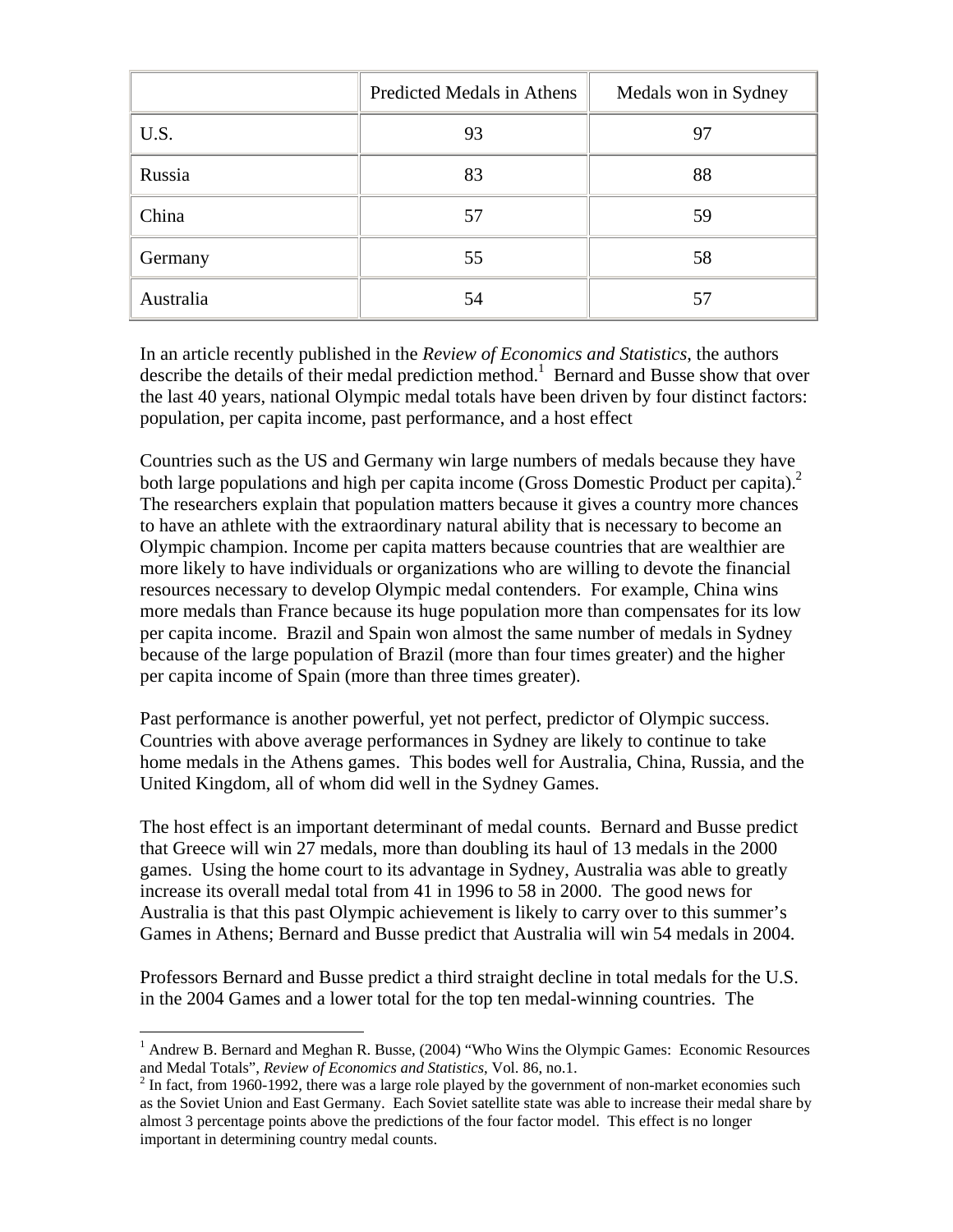| | Predicted Medals in Athens | Medals won in Sydney |
|---|---|---|
| U.S. | 93 | 97 |
| Russia | 83 | 88 |
| China | 57 | 59 |
| Germany | 55 | 58 |
| Australia | 54 | 57 |

In an article recently published in the *Review of Economics and Statistics*, the authors describe the details of their medal prediction method.[1] Bernard and Busse show that over the last 40 years, national Olympic medal totals have been driven by four distinct factors: population, per capita income, past performance, and a host effect

Countries such as the US and Germany win large numbers of medals because they have both large populations and high per capita income (Gross Domestic Product per capita).[2] The researchers explain that population matters because it gives a country more chances to have an athlete with the extraordinary natural ability that is necessary to become an Olympic champion. Income per capita matters because countries that are wealthier are more likely to have individuals or organizations who are willing to devote the financial resources necessary to develop Olympic medal contenders. For example, China wins more medals than France because its huge population more than compensates for its low per capita income. Brazil and Spain won almost the same number of medals in Sydney because of the large population of Brazil (more than four times greater) and the higher per capita income of Spain (more than three times greater).

Past performance is another powerful, yet not perfect, predictor of Olympic success. Countries with above average performances in Sydney are likely to continue to take home medals in the Athens games. This bodes well for Australia, China, Russia, and the United Kingdom, all of whom did well in the Sydney Games.

The host effect is an important determinant of medal counts. Bernard and Busse predict that Greece will win 27 medals, more than doubling its haul of 13 medals in the 2000 games. Using the home court to its advantage in Sydney, Australia was able to greatly increase its overall medal total from 41 in 1996 to 58 in 2000. The good news for Australia is that this past Olympic achievement is likely to carry over to this summer's Games in Athens; Bernard and Busse predict that Australia will win 54 medals in 2004.

Professors Bernard and Busse predict a third straight decline in total medals for the U.S. in the 2004 Games and a lower total for the top ten medal-winning countries. The

---

[1] Andrew B. Bernard and Meghan R. Busse, (2004) "Who Wins the Olympic Games: Economic Resources and Medal Totals", *Review of Economics and Statistics*, Vol. 86, no.1.

[2] In fact, from 1960-1992, there was a large role played by the government of non-market economies such as the Soviet Union and East Germany. Each Soviet satellite state was able to increase their medal share by almost 3 percentage points above the predictions of the four factor model. This effect is no longer important in determining country medal counts.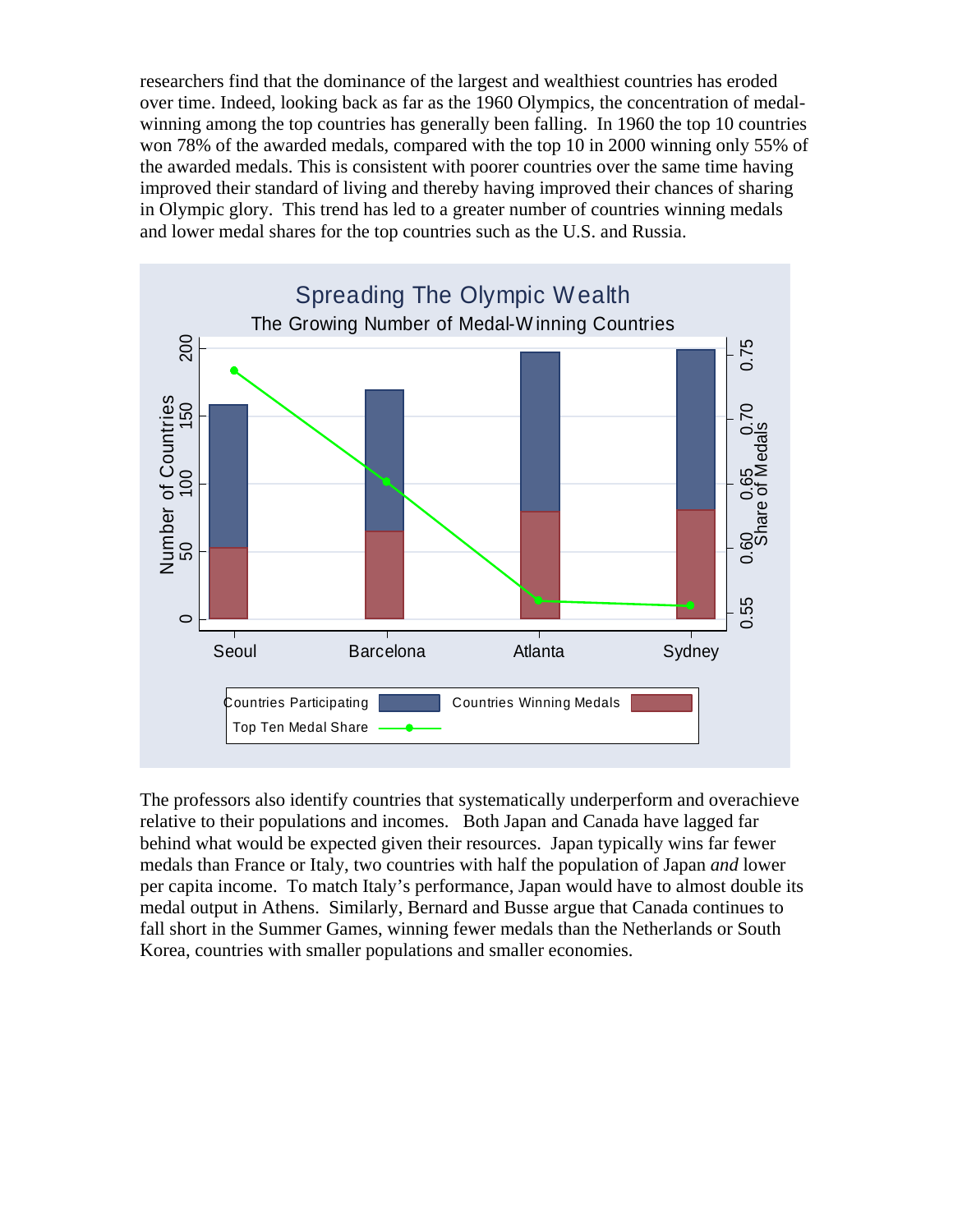researchers find that the dominance of the largest and wealthiest countries has eroded over time. Indeed, looking back as far as the 1960 Olympics, the concentration of medal-winning among the top countries has generally been falling. In 1960 the top 10 countries won 78% of the awarded medals, compared with the top 10 in 2000 winning only 55% of the awarded medals. This is consistent with poorer countries over the same time having improved their standard of living and thereby having improved their chances of sharing in Olympic glory. This trend has led to a greater number of countries winning medals and lower medal shares for the top countries such as the U.S. and Russia.

**Spreading The Olympic Wealth**

The Growing Number of Medal-Winning Countries

| | Seoul | Barcelona | Atlanta | Sydney |
|---|---|---|---|---|
| Countries Participating | ~159 | ~169 | ~197 | ~199 |
| Countries Winning Medals | ~52 | ~64 | ~79 | ~80 |
| Top Ten Medal Share | ~0.74 | ~0.65 | ~0.56 | ~0.555 |

The professors also identify countries that systematically underperform and overachieve relative to their populations and incomes. Both Japan and Canada have lagged far behind what would be expected given their resources. Japan typically wins far fewer medals than France or Italy, two countries with half the population of Japan *and* lower per capita income. To match Italy's performance, Japan would have to almost double its medal output in Athens. Similarly, Bernard and Busse argue that Canada continues to fall short in the Summer Games, winning fewer medals than the Netherlands or South Korea, countries with smaller populations and smaller economies.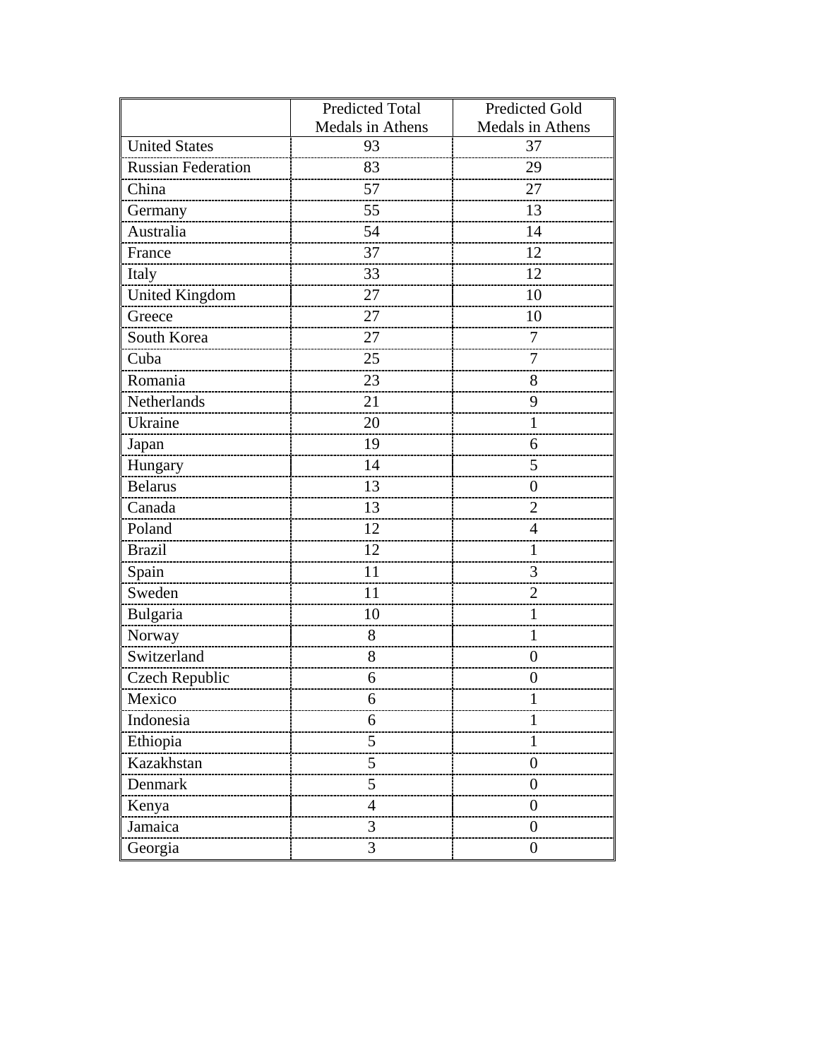| | Predicted Total Medals in Athens | Predicted Gold Medals in Athens |
|---|---|---|
| United States | 93 | 37 |
| Russian Federation | 83 | 29 |
| China | 57 | 27 |
| Germany | 55 | 13 |
| Australia | 54 | 14 |
| France | 37 | 12 |
| Italy | 33 | 12 |
| United Kingdom | 27 | 10 |
| Greece | 27 | 10 |
| South Korea | 27 | 7 |
| Cuba | 25 | 7 |
| Romania | 23 | 8 |
| Netherlands | 21 | 9 |
| Ukraine | 20 | 1 |
| Japan | 19 | 6 |
| Hungary | 14 | 5 |
| Belarus | 13 | 0 |
| Canada | 13 | 2 |
| Poland | 12 | 4 |
| Brazil | 12 | 1 |
| Spain | 11 | 3 |
| Sweden | 11 | 2 |
| Bulgaria | 10 | 1 |
| Norway | 8 | 1 |
| Switzerland | 8 | 0 |
| Czech Republic | 6 | 0 |
| Mexico | 6 | 1 |
| Indonesia | 6 | 1 |
| Ethiopia | 5 | 1 |
| Kazakhstan | 5 | 0 |
| Denmark | 5 | 0 |
| Kenya | 4 | 0 |
| Jamaica | 3 | 0 |
| Georgia | 3 | 0 |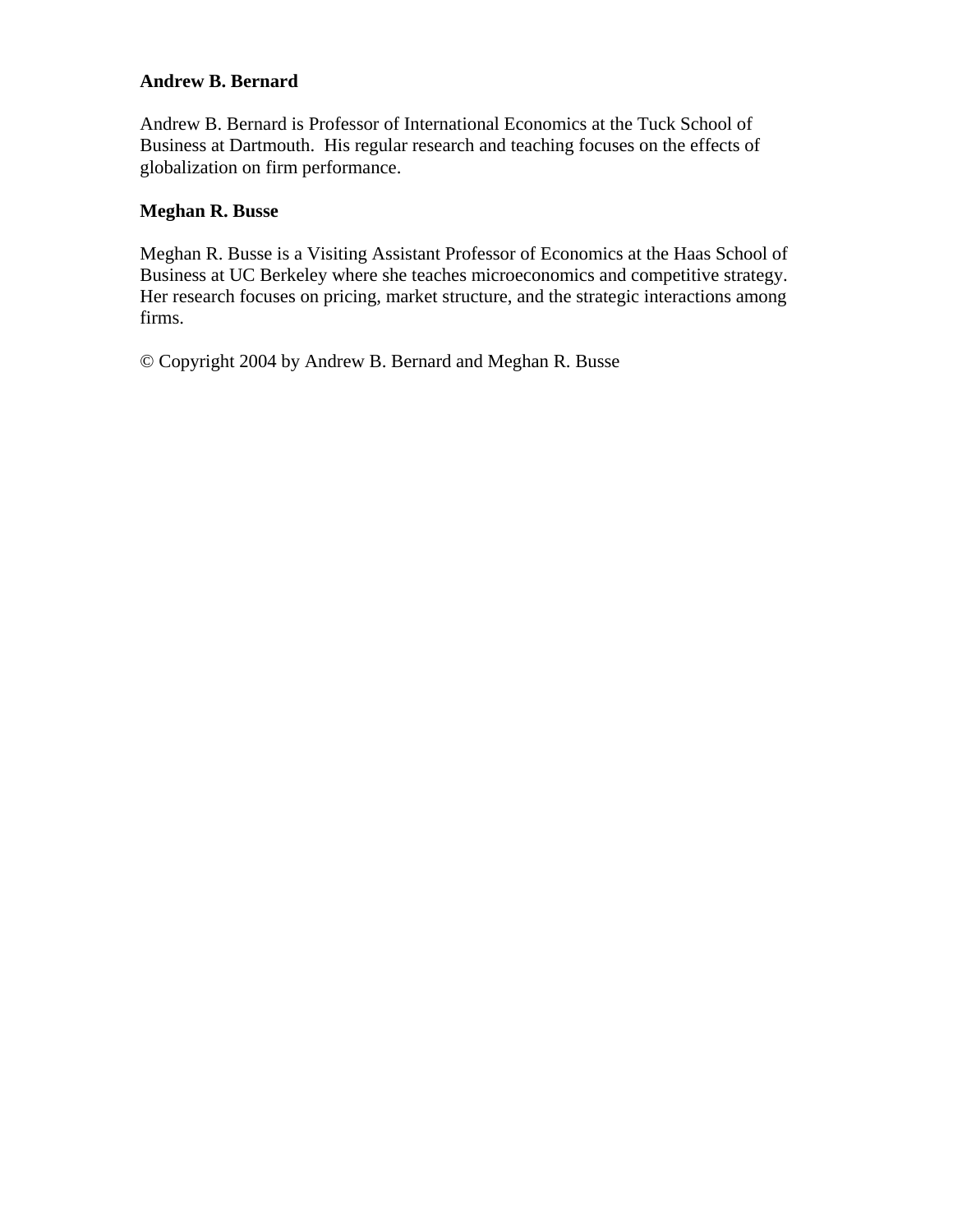**Andrew B. Bernard**

Andrew B. Bernard is Professor of International Economics at the Tuck School of Business at Dartmouth. His regular research and teaching focuses on the effects of globalization on firm performance.

**Meghan R. Busse**

Meghan R. Busse is a Visiting Assistant Professor of Economics at the Haas School of Business at UC Berkeley where she teaches microeconomics and competitive strategy. Her research focuses on pricing, market structure, and the strategic interactions among firms.

© Copyright 2004 by Andrew B. Bernard and Meghan R. Busse